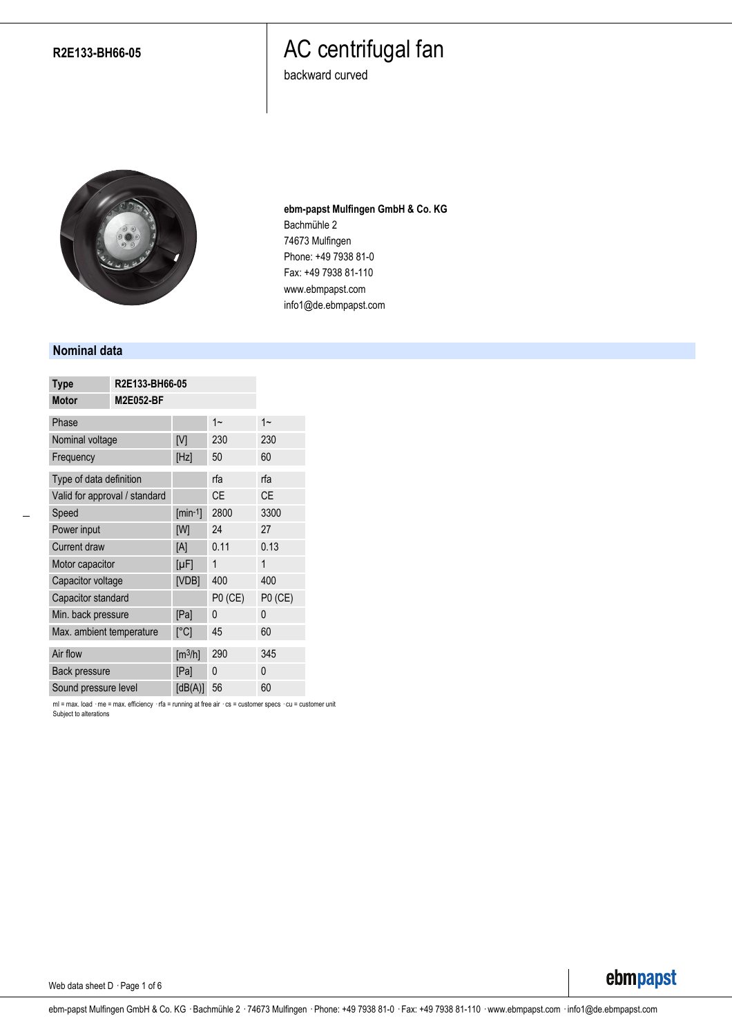**R2E133-BH66-05**

# AC centrifugal fan

backward curved

**ebm-papst Mulfingen GmbH & Co. KG**
Bachmühle 2
74673 Mulfingen
Phone: +49 7938 81-0
Fax: +49 7938 81-110
www.ebmpapst.com
info1@de.ebmpapst.com

## Nominal data

| Type | R2E133-BH66-05 |
|---|---|
| Motor | M2E052-BF |

| | | | |
|---|---|---|---|
| Phase | | 1~ | 1~ |
| Nominal voltage | [V] | 230 | 230 |
| Frequency | [Hz] | 50 | 60 |
| Type of data definition | | rfa | rfa |
| Valid for approval / standard | | CE | CE |
| Speed | [min$^{-1}$] | 2800 | 3300 |
| Power input | [W] | 24 | 27 |
| Current draw | [A] | 0.11 | 0.13 |
| Motor capacitor | [µF] | 1 | 1 |
| Capacitor voltage | [VDB] | 400 | 400 |
| Capacitor standard | | P0 (CE) | P0 (CE) |
| Min. back pressure | [Pa] | 0 | 0 |
| Max. ambient temperature | [°C] | 45 | 60 |
| Air flow | [m$^3$/h] | 290 | 345 |
| Back pressure | [Pa] | 0 | 0 |
| Sound pressure level | [dB(A)] | 56 | 60 |

ml = max. load · me = max. efficiency · rfa = running at free air · cs = customer specs · cu = customer unit
Subject to alterations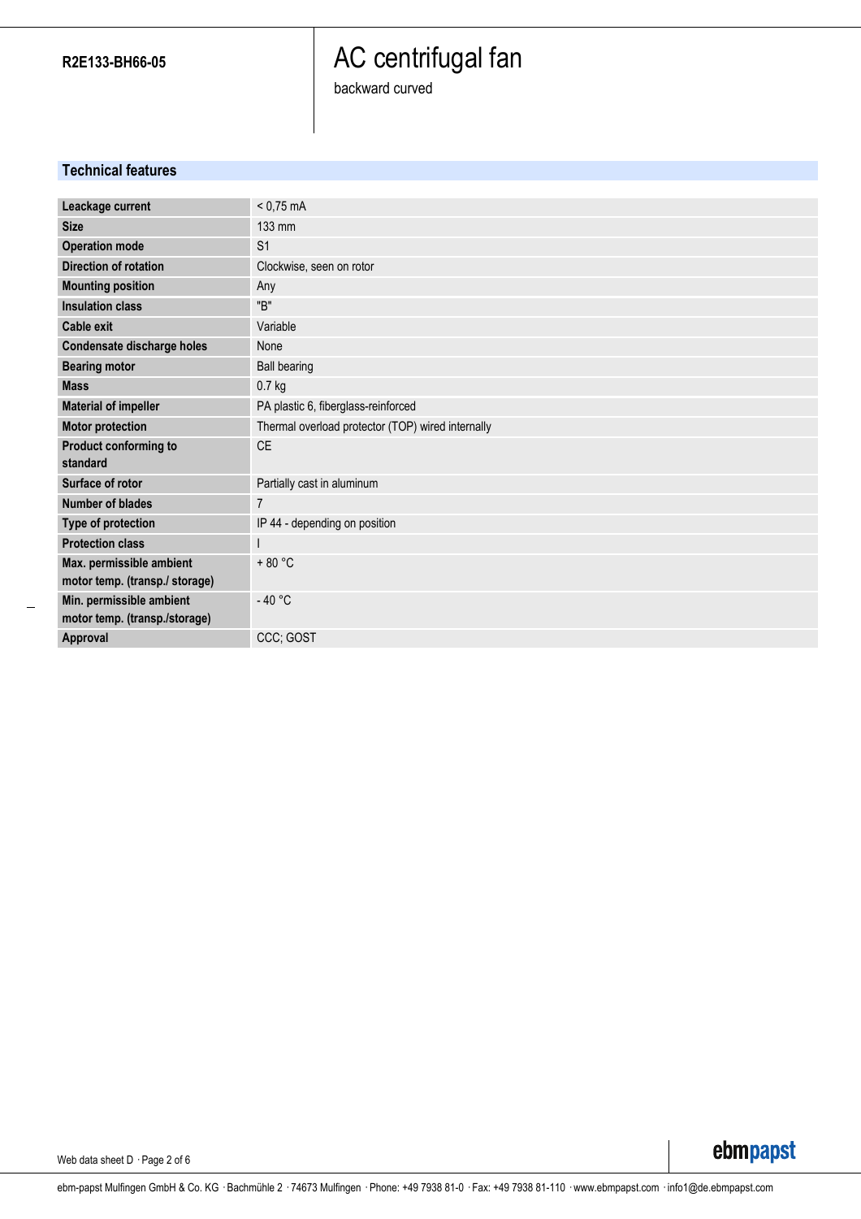R2E133-BH66-05

# AC centrifugal fan

backward curved

## Technical features

| | |
|---|---|
| **Leackage current** | < 0,75 mA |
| **Size** | 133 mm |
| **Operation mode** | S1 |
| **Direction of rotation** | Clockwise, seen on rotor |
| **Mounting position** | Any |
| **Insulation class** | "B" |
| **Cable exit** | Variable |
| **Condensate discharge holes** | None |
| **Bearing motor** | Ball bearing |
| **Mass** | 0.7 kg |
| **Material of impeller** | PA plastic 6, fiberglass-reinforced |
| **Motor protection** | Thermal overload protector (TOP) wired internally |
| **Product conforming to standard** | CE |
| **Surface of rotor** | Partially cast in aluminum |
| **Number of blades** | 7 |
| **Type of protection** | IP 44 - depending on position |
| **Protection class** | I |
| **Max. permissible ambient motor temp. (transp./ storage)** | + 80 °C |
| **Min. permissible ambient motor temp. (transp./storage)** | - 40 °C |
| **Approval** | CCC; GOST |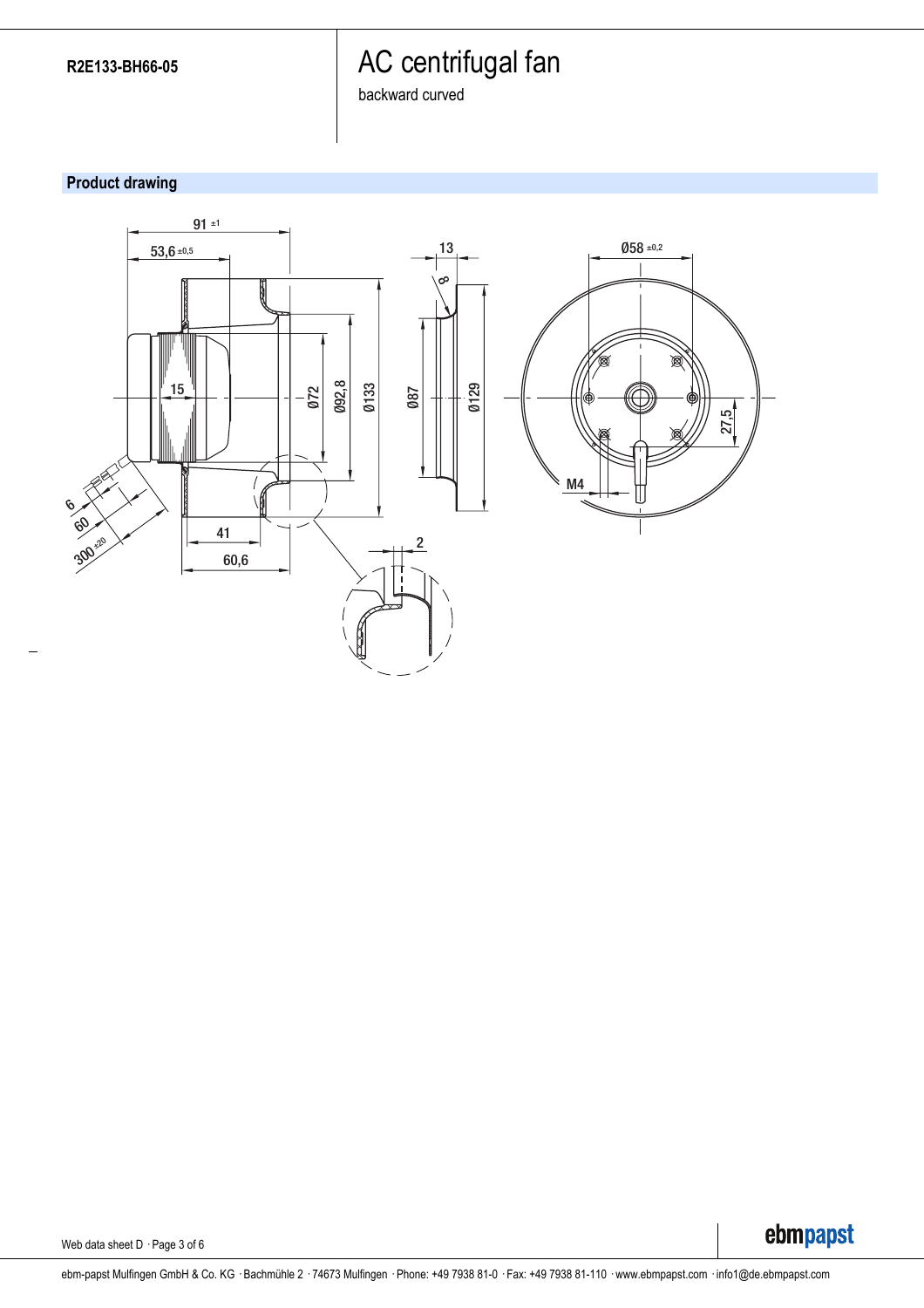R2E133-BH66-05

# AC centrifugal fan

backward curved

## Product drawing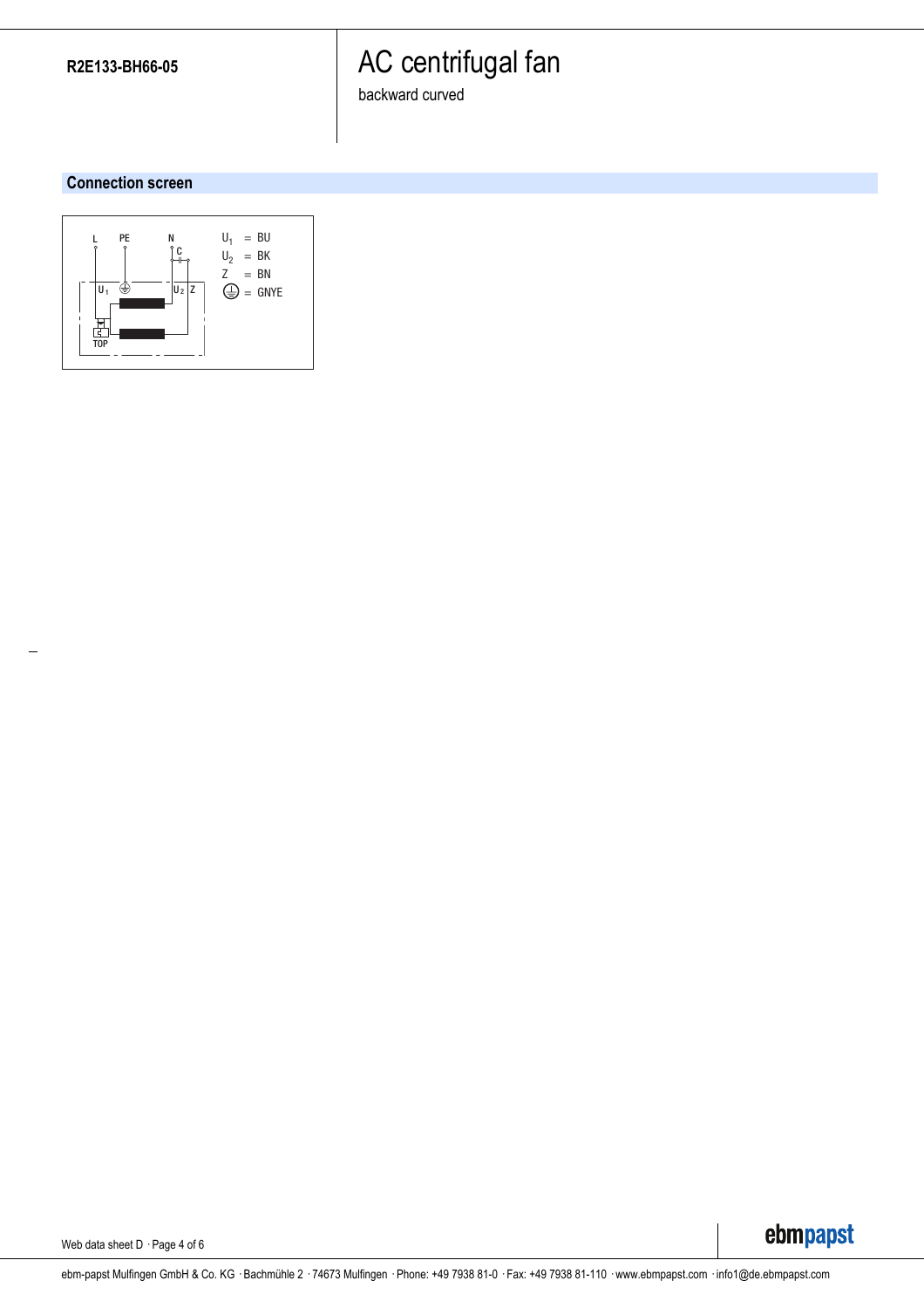R2E133-BH66-05

# AC centrifugal fan

backward curved

## Connection screen

L PE N C

$U_1$ $U_2$ Z

TOP

$U_1$ = BU
$U_2$ = BK
Z = BN
⏚ = GNYE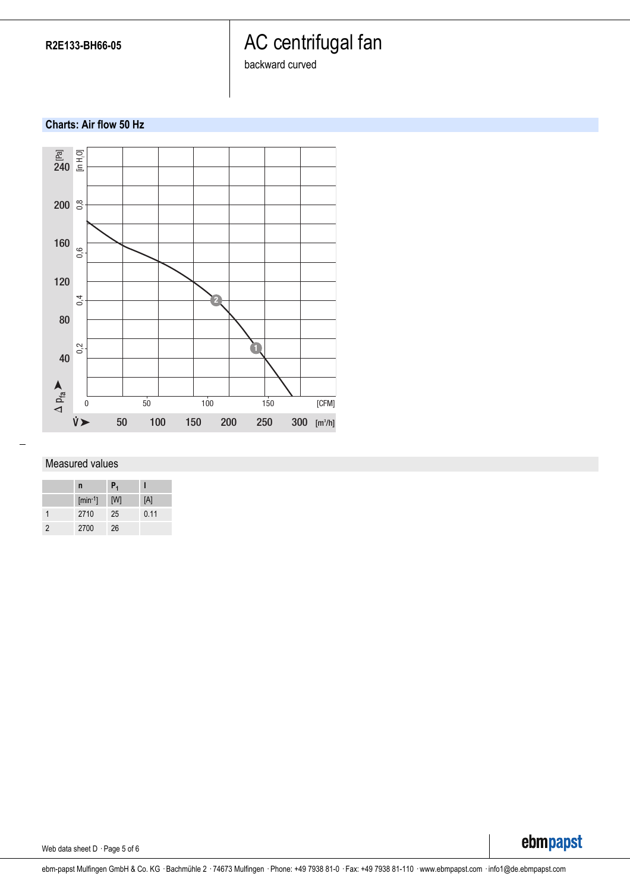R2E133-BH66-05

# AC centrifugal fan

backward curved

## Charts: Air flow 50 Hz

## Measured values

| | n | $P_1$ | I |
|---|---|---|---|
| | [min⁻¹] | [W] | [A] |
| 1 | 2710 | 25 | 0.11 |
| 2 | 2700 | 26 | |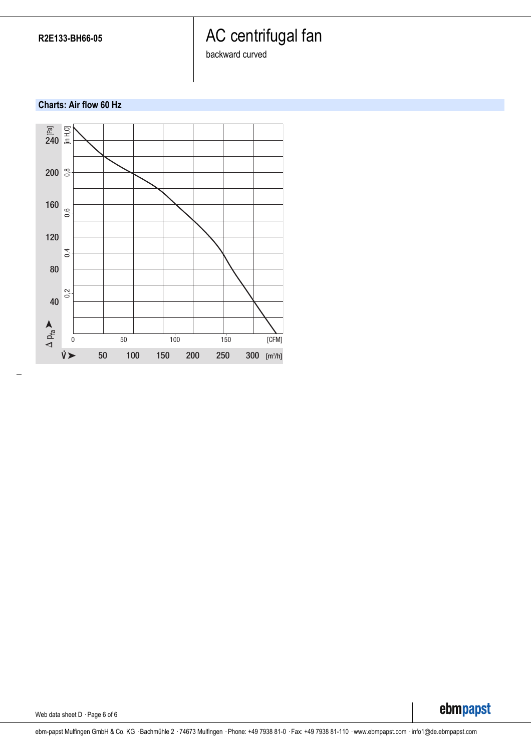R2E133-BH66-05

# AC centrifugal fan

backward curved

## Charts: Air flow 60 Hz

[Pa] [in $H_2O$]

240

200 0,8

160 0,6

120 0,4

80

40 0,2

$\Delta p_{fa}$

0 50 100 150 [CFM]

$\dot{V}$ 50 100 150 200 250 300 [$m^3/h$]